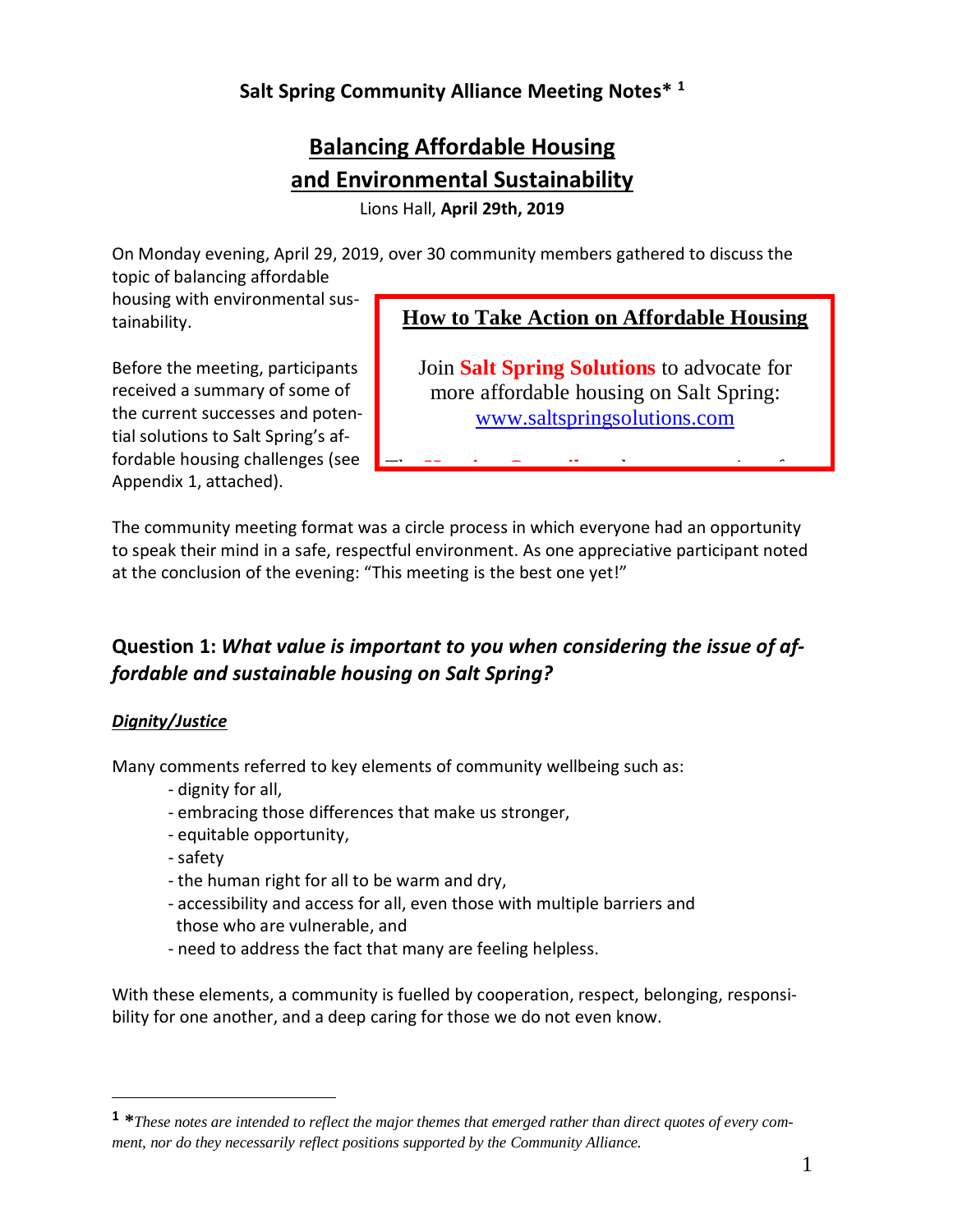**Salt Spring Community Alliance Meeting Notes*[1]**

# Balancing Affordable Housing and Environmental Sustainability

Lions Hall, **April 29th, 2019**

On Monday evening, April 29, 2019, over 30 community members gathered to discuss the topic of balancing affordable housing with environmental sustainability.

Before the meeting, participants received a summary of some of the current successes and potential solutions to Salt Spring's affordable housing challenges (see Appendix 1, attached).

> **How to Take Action on Affordable Housing**
>
> Join **Salt Spring Solutions** to advocate for more affordable housing on Salt Spring: www.saltspringsolutions.com

The community meeting format was a circle process in which everyone had an opportunity to speak their mind in a safe, respectful environment. As one appreciative participant noted at the conclusion of the evening: "This meeting is the best one yet!"

## Question 1: *What value is important to you when considering the issue of affordable and sustainable housing on Salt Spring?*

### ***Dignity/Justice***

Many comments referred to key elements of community wellbeing such as:

- dignity for all,
- embracing those differences that make us stronger,
- equitable opportunity,
- safety
- the human right for all to be warm and dry,
- accessibility and access for all, even those with multiple barriers and those who are vulnerable, and
- need to address the fact that many are feeling helpless.

With these elements, a community is fuelled by cooperation, respect, belonging, responsibility for one another, and a deep caring for those we do not even know.

---

[1] **\****These notes are intended to reflect the major themes that emerged rather than direct quotes of every comment, nor do they necessarily reflect positions supported by the Community Alliance.*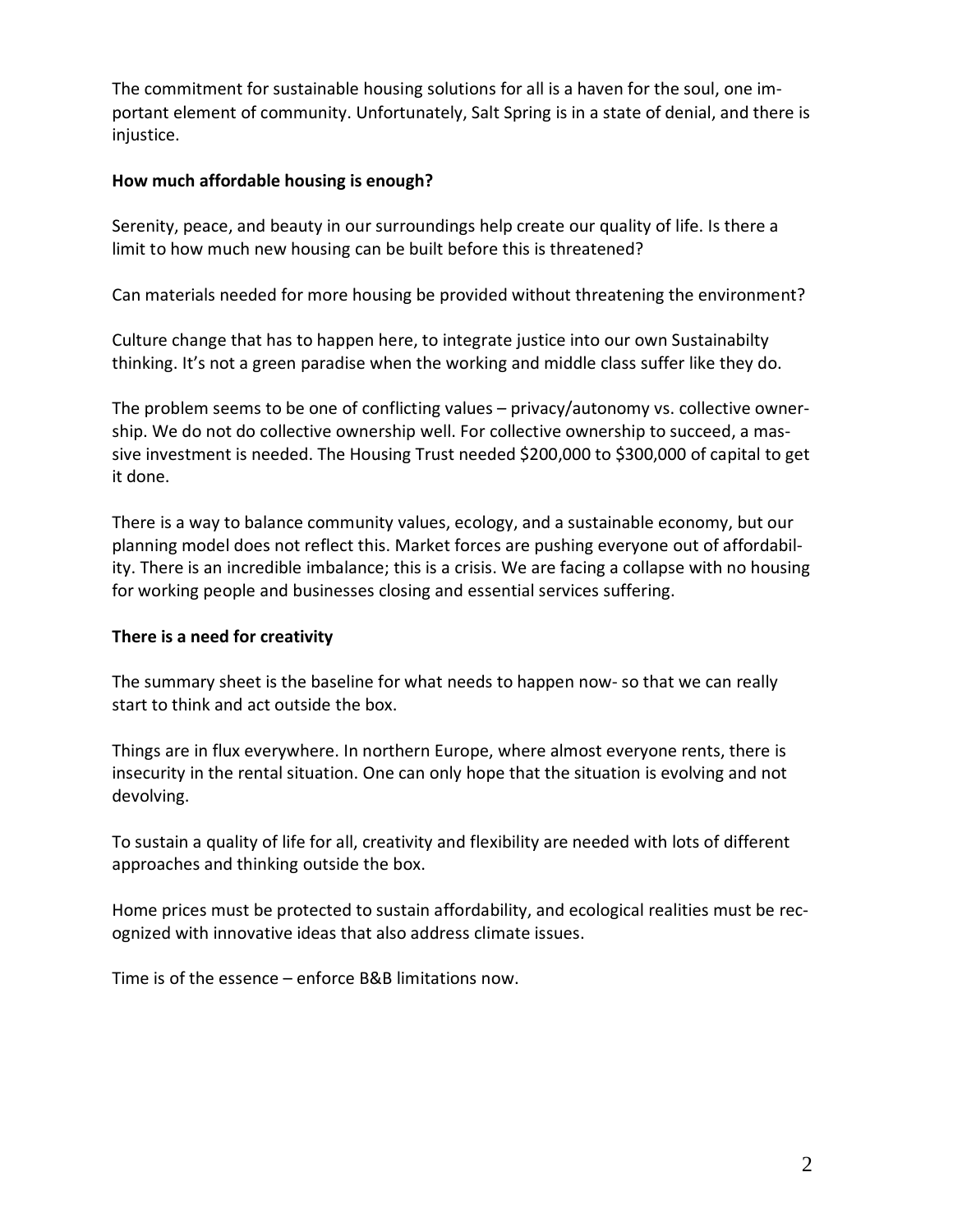The commitment for sustainable housing solutions for all is a haven for the soul, one important element of community. Unfortunately, Salt Spring is in a state of denial, and there is injustice.

**How much affordable housing is enough?**

Serenity, peace, and beauty in our surroundings help create our quality of life. Is there a limit to how much new housing can be built before this is threatened?

Can materials needed for more housing be provided without threatening the environment?

Culture change that has to happen here, to integrate justice into our own Sustainabilty thinking. It's not a green paradise when the working and middle class suffer like they do.

The problem seems to be one of conflicting values – privacy/autonomy vs. collective ownership. We do not do collective ownership well. For collective ownership to succeed, a massive investment is needed. The Housing Trust needed $200,000 to $300,000 of capital to get it done.

There is a way to balance community values, ecology, and a sustainable economy, but our planning model does not reflect this. Market forces are pushing everyone out of affordability. There is an incredible imbalance; this is a crisis. We are facing a collapse with no housing for working people and businesses closing and essential services suffering.

**There is a need for creativity**

The summary sheet is the baseline for what needs to happen now- so that we can really start to think and act outside the box.

Things are in flux everywhere. In northern Europe, where almost everyone rents, there is insecurity in the rental situation. One can only hope that the situation is evolving and not devolving.

To sustain a quality of life for all, creativity and flexibility are needed with lots of different approaches and thinking outside the box.

Home prices must be protected to sustain affordability, and ecological realities must be recognized with innovative ideas that also address climate issues.

Time is of the essence – enforce B&B limitations now.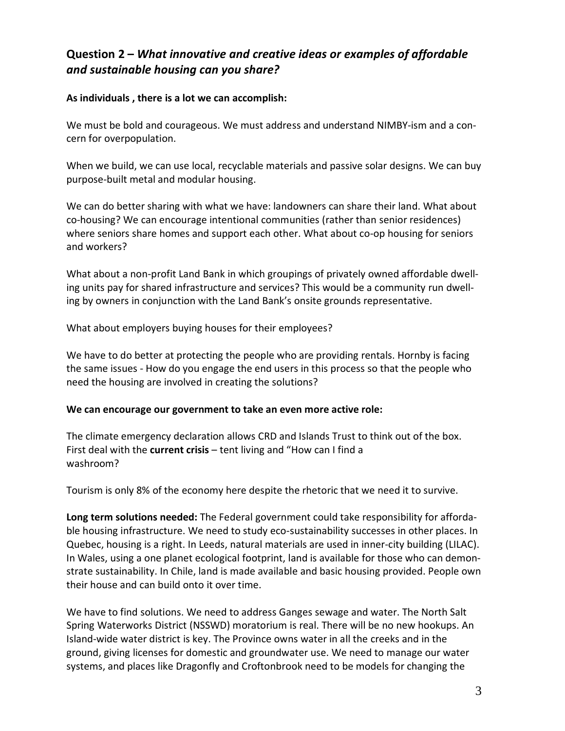## Question 2 – *What innovative and creative ideas or examples of affordable and sustainable housing can you share?*

**As individuals , there is a lot we can accomplish:**

We must be bold and courageous. We must address and understand NIMBY-ism and a concern for overpopulation.

When we build, we can use local, recyclable materials and passive solar designs. We can buy purpose-built metal and modular housing.

We can do better sharing with what we have: landowners can share their land. What about co-housing? We can encourage intentional communities (rather than senior residences) where seniors share homes and support each other. What about co-op housing for seniors and workers?

What about a non-profit Land Bank in which groupings of privately owned affordable dwelling units pay for shared infrastructure and services? This would be a community run dwelling by owners in conjunction with the Land Bank's onsite grounds representative.

What about employers buying houses for their employees?

We have to do better at protecting the people who are providing rentals. Hornby is facing the same issues - How do you engage the end users in this process so that the people who need the housing are involved in creating the solutions?

**We can encourage our government to take an even more active role:**

The climate emergency declaration allows CRD and Islands Trust to think out of the box. First deal with the **current crisis** – tent living and "How can I find a washroom?

Tourism is only 8% of the economy here despite the rhetoric that we need it to survive.

**Long term solutions needed:** The Federal government could take responsibility for affordable housing infrastructure. We need to study eco-sustainability successes in other places. In Quebec, housing is a right. In Leeds, natural materials are used in inner-city building (LILAC). In Wales, using a one planet ecological footprint, land is available for those who can demonstrate sustainability. In Chile, land is made available and basic housing provided. People own their house and can build onto it over time.

We have to find solutions. We need to address Ganges sewage and water. The North Salt Spring Waterworks District (NSSWD) moratorium is real. There will be no new hookups. An Island-wide water district is key. The Province owns water in all the creeks and in the ground, giving licenses for domestic and groundwater use. We need to manage our water systems, and places like Dragonfly and Croftonbrook need to be models for changing the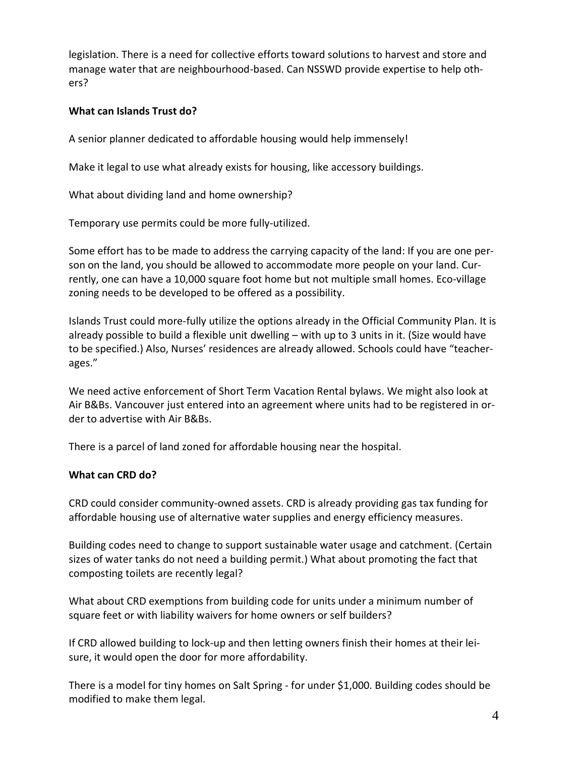legislation. There is a need for collective efforts toward solutions to harvest and store and manage water that are neighbourhood-based. Can NSSWD provide expertise to help others?

**What can Islands Trust do?**

A senior planner dedicated to affordable housing would help immensely!

Make it legal to use what already exists for housing, like accessory buildings.

What about dividing land and home ownership?

Temporary use permits could be more fully-utilized.

Some effort has to be made to address the carrying capacity of the land: If you are one person on the land, you should be allowed to accommodate more people on your land. Currently, one can have a 10,000 square foot home but not multiple small homes. Eco-village zoning needs to be developed to be offered as a possibility.

Islands Trust could more-fully utilize the options already in the Official Community Plan. It is already possible to build a flexible unit dwelling – with up to 3 units in it. (Size would have to be specified.) Also, Nurses' residences are already allowed. Schools could have "teacherages."

We need active enforcement of Short Term Vacation Rental bylaws. We might also look at Air B&Bs. Vancouver just entered into an agreement where units had to be registered in order to advertise with Air B&Bs.

There is a parcel of land zoned for affordable housing near the hospital.

**What can CRD do?**

CRD could consider community-owned assets. CRD is already providing gas tax funding for affordable housing use of alternative water supplies and energy efficiency measures.

Building codes need to change to support sustainable water usage and catchment. (Certain sizes of water tanks do not need a building permit.) What about promoting the fact that composting toilets are recently legal?

What about CRD exemptions from building code for units under a minimum number of square feet or with liability waivers for home owners or self builders?

If CRD allowed building to lock-up and then letting owners finish their homes at their leisure, it would open the door for more affordability.

There is a model for tiny homes on Salt Spring - for under $1,000. Building codes should be modified to make them legal.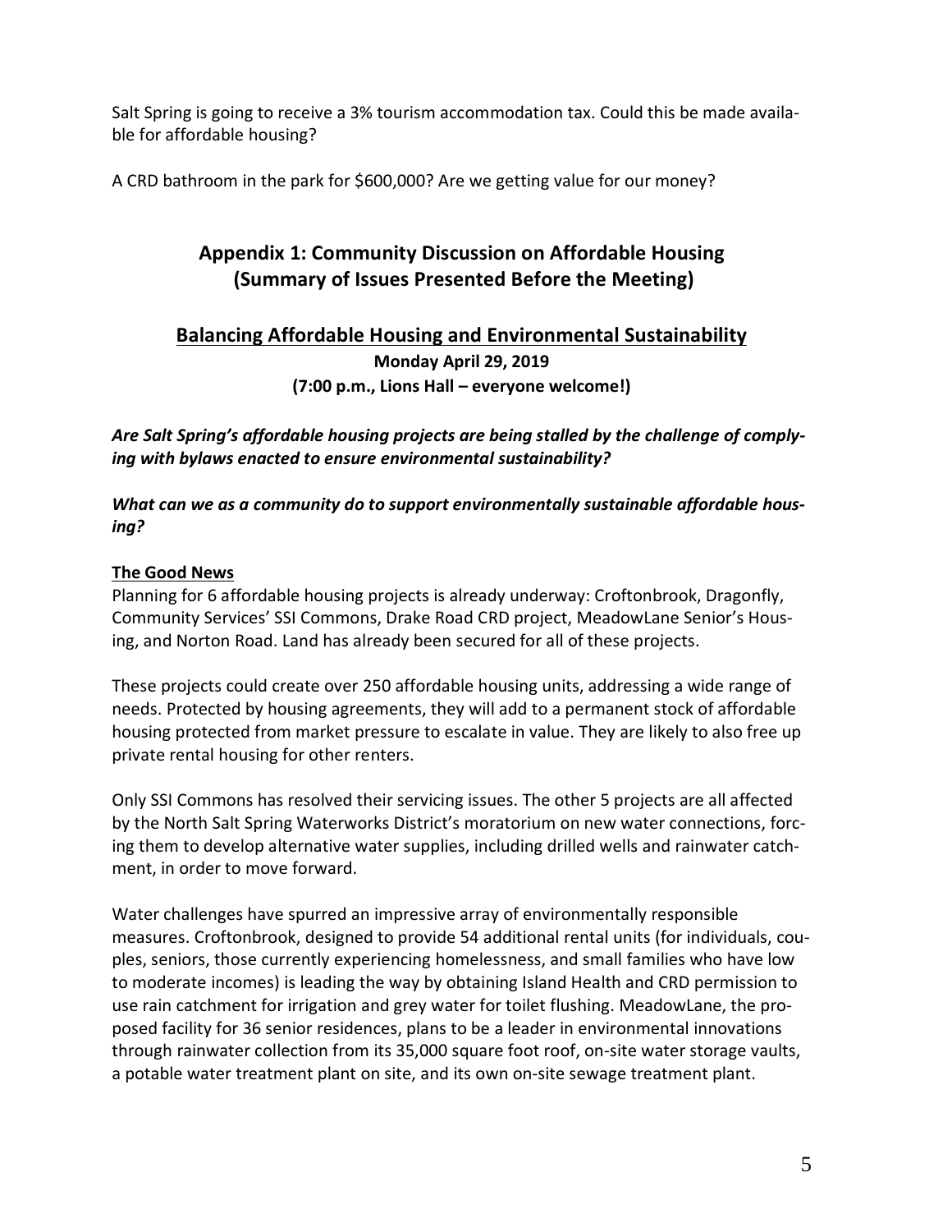Salt Spring is going to receive a 3% tourism accommodation tax. Could this be made available for affordable housing?

A CRD bathroom in the park for $600,000? Are we getting value for our money?

## Appendix 1: Community Discussion on Affordable Housing (Summary of Issues Presented Before the Meeting)

### <u>Balancing Affordable Housing and Environmental Sustainability</u>

**Monday April 29, 2019**

**(7:00 p.m., Lions Hall – everyone welcome!)**

***Are Salt Spring's affordable housing projects are being stalled by the challenge of complying with bylaws enacted to ensure environmental sustainability?***

***What can we as a community do to support environmentally sustainable affordable housing?***

**<u>The Good News</u>**

Planning for 6 affordable housing projects is already underway: Croftonbrook, Dragonfly, Community Services' SSI Commons, Drake Road CRD project, MeadowLane Senior's Housing, and Norton Road. Land has already been secured for all of these projects.

These projects could create over 250 affordable housing units, addressing a wide range of needs. Protected by housing agreements, they will add to a permanent stock of affordable housing protected from market pressure to escalate in value. They are likely to also free up private rental housing for other renters.

Only SSI Commons has resolved their servicing issues. The other 5 projects are all affected by the North Salt Spring Waterworks District's moratorium on new water connections, forcing them to develop alternative water supplies, including drilled wells and rainwater catchment, in order to move forward.

Water challenges have spurred an impressive array of environmentally responsible measures. Croftonbrook, designed to provide 54 additional rental units (for individuals, couples, seniors, those currently experiencing homelessness, and small families who have low to moderate incomes) is leading the way by obtaining Island Health and CRD permission to use rain catchment for irrigation and grey water for toilet flushing. MeadowLane, the proposed facility for 36 senior residences, plans to be a leader in environmental innovations through rainwater collection from its 35,000 square foot roof, on-site water storage vaults, a potable water treatment plant on site, and its own on-site sewage treatment plant.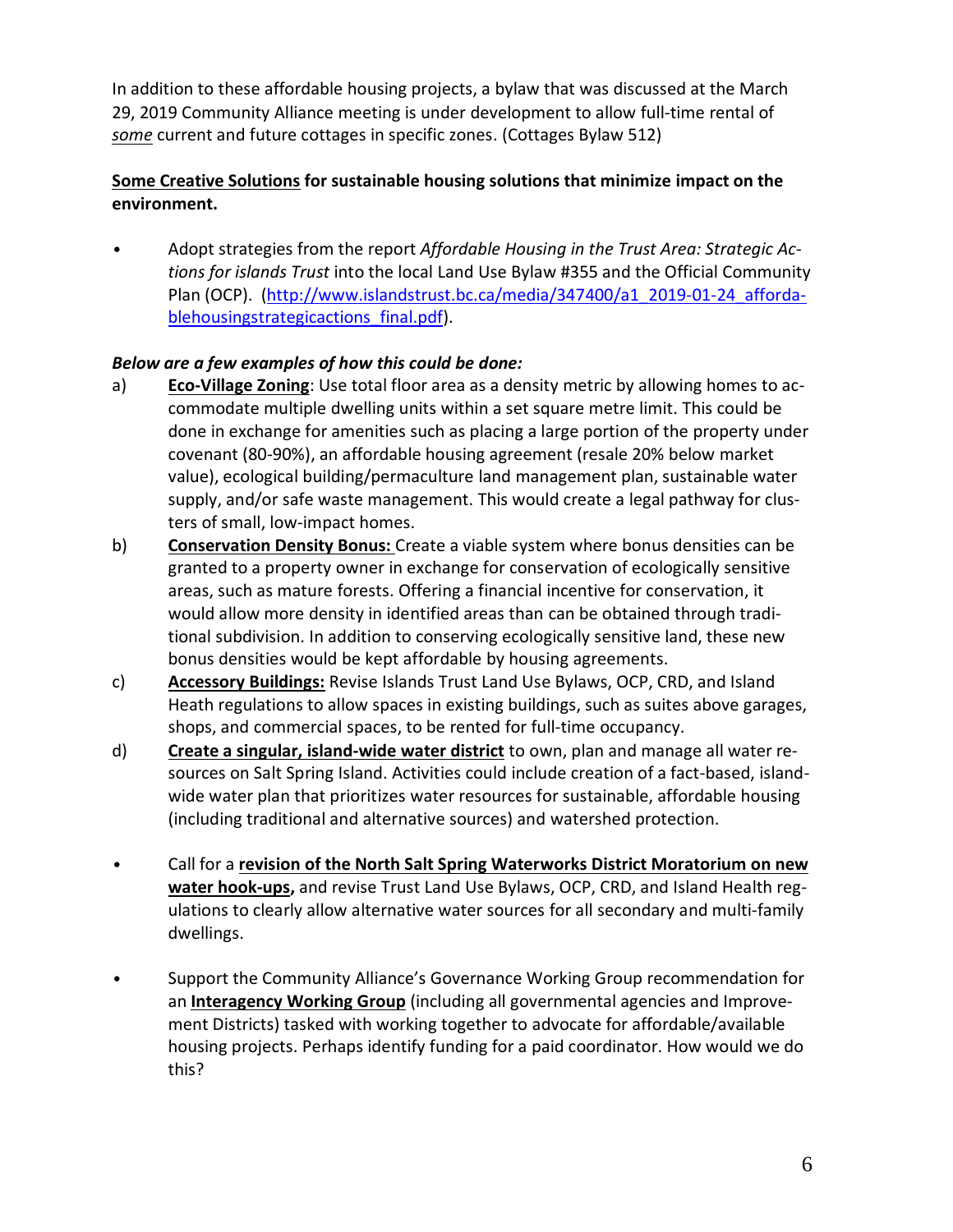In addition to these affordable housing projects, a bylaw that was discussed at the March 29, 2019 Community Alliance meeting is under development to allow full-time rental of *some* current and future cottages in specific zones. (Cottages Bylaw 512)

**Some Creative Solutions for sustainable housing solutions that minimize impact on the environment.**

- Adopt strategies from the report *Affordable Housing in the Trust Area: Strategic Actions for islands Trust* into the local Land Use Bylaw #355 and the Official Community Plan (OCP). (http://www.islandstrust.bc.ca/media/347400/a1_2019-01-24_affordablehousingstrategicactions_final.pdf).

***Below are a few examples of how this could be done:***

a) **Eco-Village Zoning**: Use total floor area as a density metric by allowing homes to accommodate multiple dwelling units within a set square metre limit. This could be done in exchange for amenities such as placing a large portion of the property under covenant (80-90%), an affordable housing agreement (resale 20% below market value), ecological building/permaculture land management plan, sustainable water supply, and/or safe waste management. This would create a legal pathway for clusters of small, low-impact homes.

b) **Conservation Density Bonus:** Create a viable system where bonus densities can be granted to a property owner in exchange for conservation of ecologically sensitive areas, such as mature forests. Offering a financial incentive for conservation, it would allow more density in identified areas than can be obtained through traditional subdivision. In addition to conserving ecologically sensitive land, these new bonus densities would be kept affordable by housing agreements.

c) **Accessory Buildings:** Revise Islands Trust Land Use Bylaws, OCP, CRD, and Island Heath regulations to allow spaces in existing buildings, such as suites above garages, shops, and commercial spaces, to be rented for full-time occupancy.

d) **Create a singular, island-wide water district** to own, plan and manage all water resources on Salt Spring Island. Activities could include creation of a fact-based, island-wide water plan that prioritizes water resources for sustainable, affordable housing (including traditional and alternative sources) and watershed protection.

- Call for a **revision of the North Salt Spring Waterworks District Moratorium on new water hook-ups,** and revise Trust Land Use Bylaws, OCP, CRD, and Island Health regulations to clearly allow alternative water sources for all secondary and multi-family dwellings.

- Support the Community Alliance's Governance Working Group recommendation for an **Interagency Working Group** (including all governmental agencies and Improvement Districts) tasked with working together to advocate for affordable/available housing projects. Perhaps identify funding for a paid coordinator. How would we do this?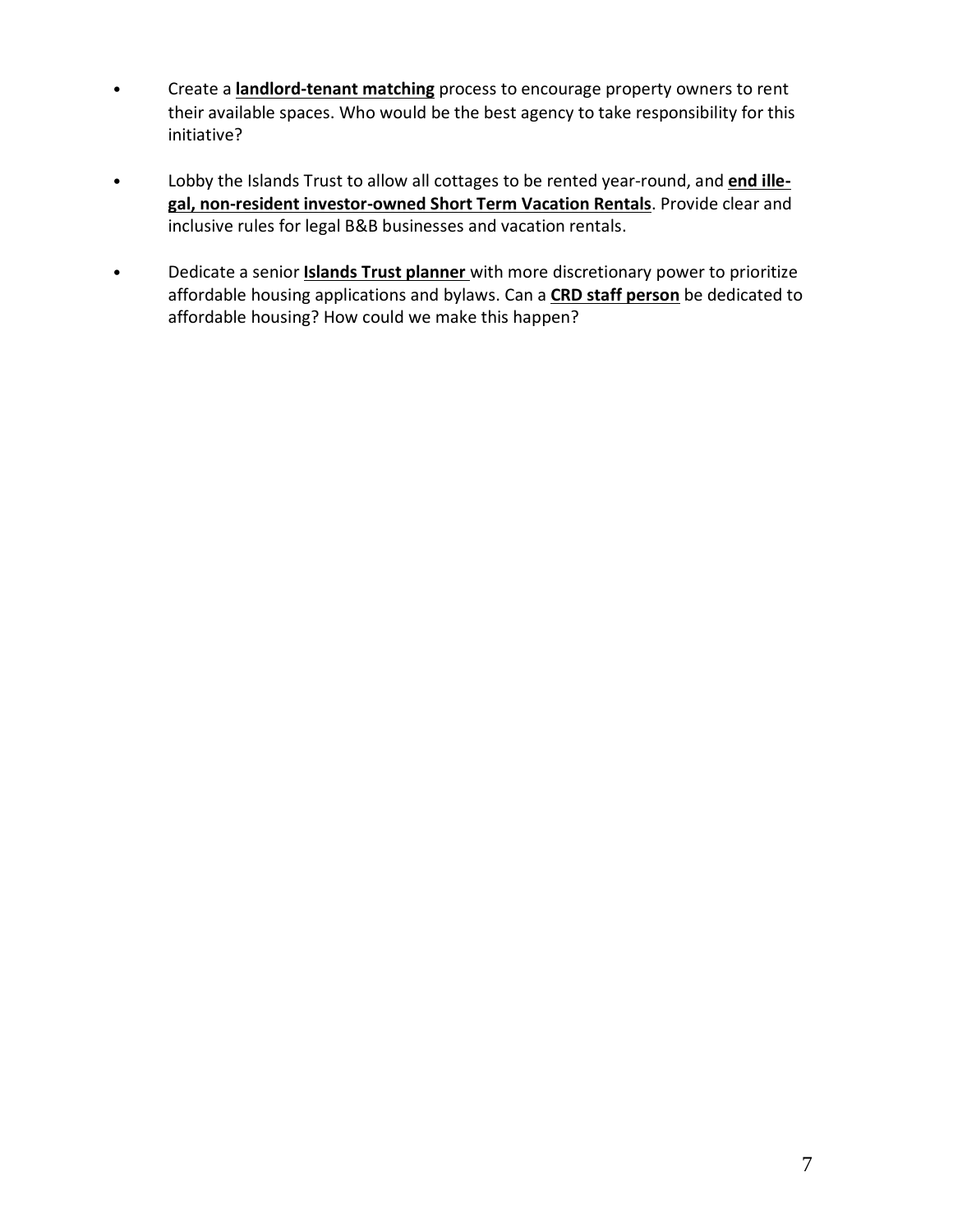- Create a **landlord-tenant matching** process to encourage property owners to rent their available spaces. Who would be the best agency to take responsibility for this initiative?

- Lobby the Islands Trust to allow all cottages to be rented year-round, and **end illegal, non-resident investor-owned Short Term Vacation Rentals**. Provide clear and inclusive rules for legal B&B businesses and vacation rentals.

- Dedicate a senior **Islands Trust planner** with more discretionary power to prioritize affordable housing applications and bylaws. Can a **CRD staff person** be dedicated to affordable housing? How could we make this happen?